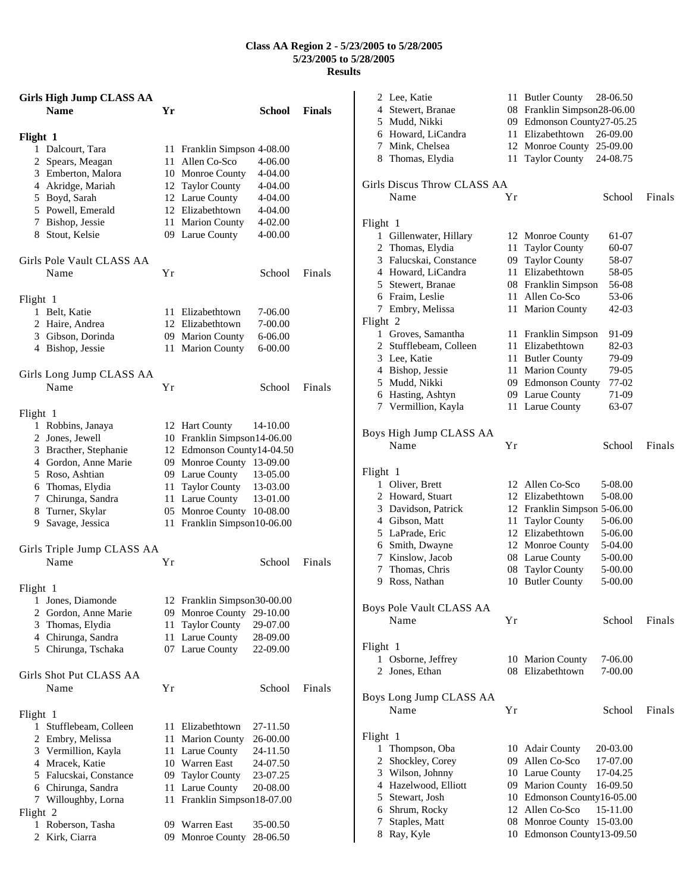# Class AA Region 2 - 5/23/2005 to 5/28/2005
## 5/23/2005 to 5/28/2005
## Results

### Girls High Jump CLASS AA

| | Name | Yr | School | Finals |
|---|---|---|---|---|
| **Flight 1** | | | | |
| 1 | Dalcourt, Tara | 11 | Franklin Simpson | 4-08.00 |
| 2 | Spears, Meagan | 11 | Allen Co-Sco | 4-06.00 |
| 3 | Emberton, Malora | 10 | Monroe County | 4-04.00 |
| 4 | Akridge, Mariah | 12 | Taylor County | 4-04.00 |
| 5 | Boyd, Sarah | 12 | Larue County | 4-04.00 |
| 5 | Powell, Emerald | 12 | Elizabethtown | 4-04.00 |
| 7 | Bishop, Jessie | 11 | Marion County | 4-02.00 |
| 8 | Stout, Kelsie | 09 | Larue County | 4-00.00 |

### Girls Pole Vault CLASS AA

| | Name | Yr | School | Finals |
|---|---|---|---|---|
| **Flight 1** | | | | |
| 1 | Belt, Katie | 11 | Elizabethtown | 7-06.00 |
| 2 | Haire, Andrea | 12 | Elizabethtown | 7-00.00 |
| 3 | Gibson, Dorinda | 09 | Marion County | 6-06.00 |
| 4 | Bishop, Jessie | 11 | Marion County | 6-00.00 |

### Girls Long Jump CLASS AA

| | Name | Yr | School | Finals |
|---|---|---|---|---|
| **Flight 1** | | | | |
| 1 | Robbins, Janaya | 12 | Hart County | 14-10.00 |
| 2 | Jones, Jewell | 10 | Franklin Simpson | 14-06.00 |
| 3 | Bracther, Stephanie | 12 | Edmonson County | 14-04.50 |
| 4 | Gordon, Anne Marie | 09 | Monroe County | 13-09.00 |
| 5 | Roso, Ashtian | 09 | Larue County | 13-05.00 |
| 6 | Thomas, Elydia | 11 | Taylor County | 13-03.00 |
| 7 | Chirunga, Sandra | 11 | Larue County | 13-01.00 |
| 8 | Turner, Skylar | 05 | Monroe County | 10-08.00 |
| 9 | Savage, Jessica | 11 | Franklin Simpson | 10-06.00 |

### Girls Triple Jump CLASS AA

| | Name | Yr | School | Finals |
|---|---|---|---|---|
| **Flight 1** | | | | |
| 1 | Jones, Diamonde | 12 | Franklin Simpson | 30-00.00 |
| 2 | Gordon, Anne Marie | 09 | Monroe County | 29-10.00 |
| 3 | Thomas, Elydia | 11 | Taylor County | 29-07.00 |
| 4 | Chirunga, Sandra | 11 | Larue County | 28-09.00 |
| 5 | Chirunga, Tschaka | 07 | Larue County | 22-09.00 |

### Girls Shot Put CLASS AA

| | Name | Yr | School | Finals |
|---|---|---|---|---|
| **Flight 1** | | | | |
| 1 | Stufflebeam, Colleen | 11 | Elizabethtown | 27-11.50 |
| 2 | Embry, Melissa | 11 | Marion County | 26-00.00 |
| 3 | Vermillion, Kayla | 11 | Larue County | 24-11.50 |
| 4 | Mracek, Katie | 10 | Warren East | 24-07.50 |
| 5 | Falucskai, Constance | 09 | Taylor County | 23-07.25 |
| 6 | Chirunga, Sandra | 11 | Larue County | 20-08.00 |
| 7 | Willoughby, Lorna | 11 | Franklin Simpson | 18-07.00 |
| **Flight 2** | | | | |
| 1 | Roberson, Tasha | 09 | Warren East | 35-00.50 |
| 2 | Kirk, Ciarra | 09 | Monroe County | 28-06.50 |
| 2 | Lee, Katie | 11 | Butler County | 28-06.50 |
| 4 | Stewert, Branae | 08 | Franklin Simpson | 28-06.00 |
| 5 | Mudd, Nikki | 09 | Edmonson County | 27-05.25 |
| 6 | Howard, LiCandra | 11 | Elizabethtown | 26-09.00 |
| 7 | Mink, Chelsea | 12 | Monroe County | 25-09.00 |
| 8 | Thomas, Elydia | 11 | Taylor County | 24-08.75 |

### Girls Discus Throw CLASS AA

| | Name | Yr | School | Finals |
|---|---|---|---|---|
| **Flight 1** | | | | |
| 1 | Gillenwater, Hillary | 12 | Monroe County | 61-07 |
| 2 | Thomas, Elydia | 11 | Taylor County | 60-07 |
| 3 | Falucskai, Constance | 09 | Taylor County | 58-07 |
| 4 | Howard, LiCandra | 11 | Elizabethtown | 58-05 |
| 5 | Stewert, Branae | 08 | Franklin Simpson | 56-08 |
| 6 | Fraim, Leslie | 11 | Allen Co-Sco | 53-06 |
| 7 | Embry, Melissa | 11 | Marion County | 42-03 |
| **Flight 2** | | | | |
| 1 | Groves, Samantha | 11 | Franklin Simpson | 91-09 |
| 2 | Stufflebeam, Colleen | 11 | Elizabethtown | 82-03 |
| 3 | Lee, Katie | 11 | Butler County | 79-09 |
| 4 | Bishop, Jessie | 11 | Marion County | 79-05 |
| 5 | Mudd, Nikki | 09 | Edmonson County | 77-02 |
| 6 | Hasting, Ashtyn | 09 | Larue County | 71-09 |
| 7 | Vermillion, Kayla | 11 | Larue County | 63-07 |

### Boys High Jump CLASS AA

| | Name | Yr | School | Finals |
|---|---|---|---|---|
| **Flight 1** | | | | |
| 1 | Oliver, Brett | 12 | Allen Co-Sco | 5-08.00 |
| 2 | Howard, Stuart | 12 | Elizabethtown | 5-08.00 |
| 3 | Davidson, Patrick | 12 | Franklin Simpson | 5-06.00 |
| 4 | Gibson, Matt | 11 | Taylor County | 5-06.00 |
| 5 | LaPrade, Eric | 12 | Elizabethtown | 5-06.00 |
| 6 | Smith, Dwayne | 12 | Monroe County | 5-04.00 |
| 7 | Kinslow, Jacob | 08 | Larue County | 5-00.00 |
| 7 | Thomas, Chris | 08 | Taylor County | 5-00.00 |
| 9 | Ross, Nathan | 10 | Butler County | 5-00.00 |

### Boys Pole Vault CLASS AA

| | Name | Yr | School | Finals |
|---|---|---|---|---|
| **Flight 1** | | | | |
| 1 | Osborne, Jeffrey | 10 | Marion County | 7-06.00 |
| 2 | Jones, Ethan | 08 | Elizabethtown | 7-00.00 |

### Boys Long Jump CLASS AA

| | Name | Yr | School | Finals |
|---|---|---|---|---|
| **Flight 1** | | | | |
| 1 | Thompson, Oba | 10 | Adair County | 20-03.00 |
| 2 | Shockley, Corey | 09 | Allen Co-Sco | 17-07.00 |
| 3 | Wilson, Johnny | 10 | Larue County | 17-04.25 |
| 4 | Hazelwood, Elliott | 09 | Marion County | 16-09.50 |
| 5 | Stewart, Josh | 10 | Edmonson County | 16-05.00 |
| 6 | Shrum, Rocky | 12 | Allen Co-Sco | 15-11.00 |
| 7 | Staples, Matt | 08 | Monroe County | 15-03.00 |
| 8 | Ray, Kyle | 10 | Edmonson County | 13-09.50 |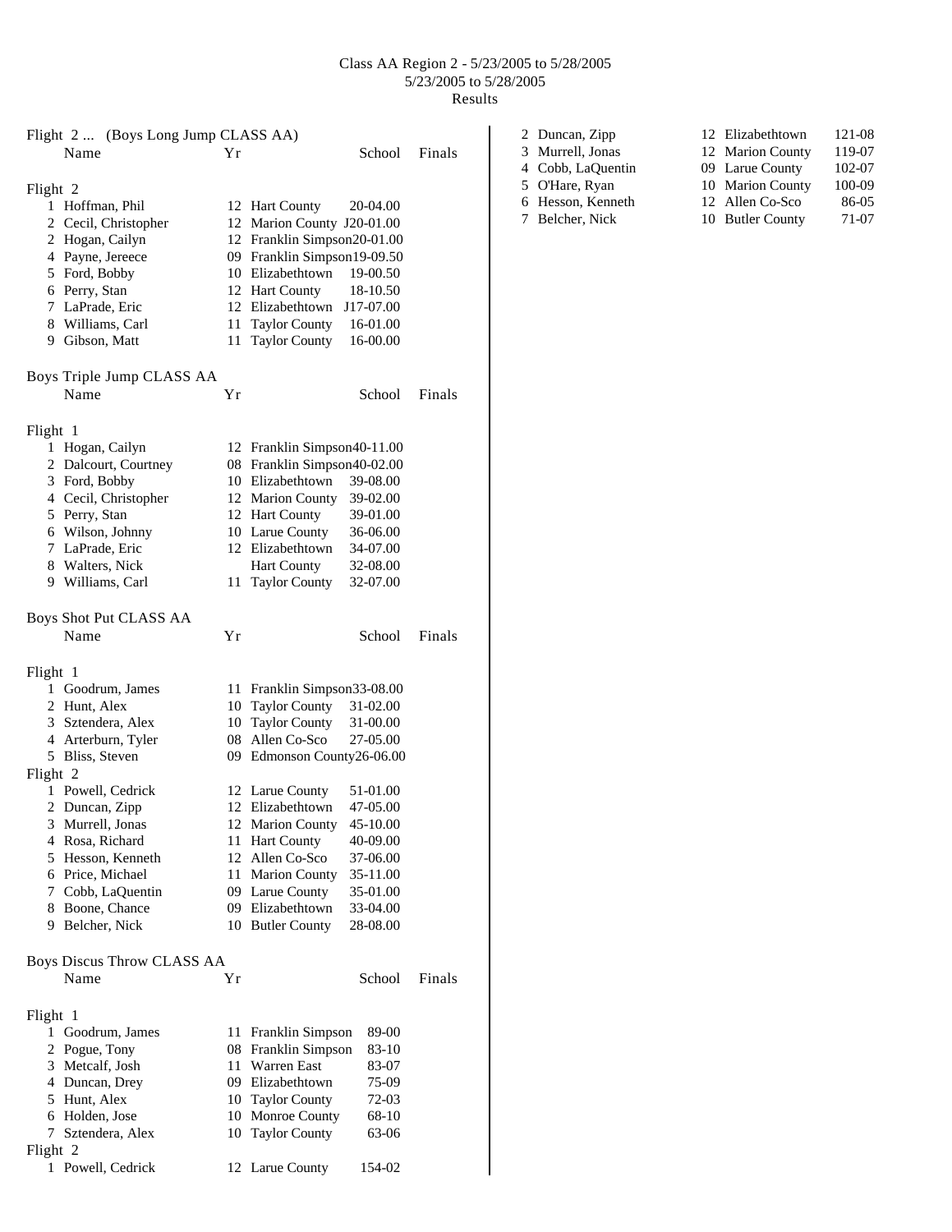Class AA Region 2 - 5/23/2005 to 5/28/2005
5/23/2005 to 5/28/2005
Results

## Flight 2 ... (Boys Long Jump CLASS AA)

| | Name | Yr | School | Finals |
|---|---|---|---|---|
| **Flight 2** | | | | |
| 1 | Hoffman, Phil | 12 | Hart County | 20-04.00 |
| 2 | Cecil, Christopher | 12 | Marion County | J20-01.00 |
| 2 | Hogan, Cailyn | 12 | Franklin Simpson | 20-01.00 |
| 4 | Payne, Jereece | 09 | Franklin Simpson | 19-09.50 |
| 5 | Ford, Bobby | 10 | Elizabethtown | 19-00.50 |
| 6 | Perry, Stan | 12 | Hart County | 18-10.50 |
| 7 | LaPrade, Eric | 12 | Elizabethtown | J17-07.00 |
| 8 | Williams, Carl | 11 | Taylor County | 16-01.00 |
| 9 | Gibson, Matt | 11 | Taylor County | 16-00.00 |

## Boys Triple Jump CLASS AA

| | Name | Yr | School | Finals |
|---|---|---|---|---|
| **Flight 1** | | | | |
| 1 | Hogan, Cailyn | 12 | Franklin Simpson | 40-11.00 |
| 2 | Dalcourt, Courtney | 08 | Franklin Simpson | 40-02.00 |
| 3 | Ford, Bobby | 10 | Elizabethtown | 39-08.00 |
| 4 | Cecil, Christopher | 12 | Marion County | 39-02.00 |
| 5 | Perry, Stan | 12 | Hart County | 39-01.00 |
| 6 | Wilson, Johnny | 10 | Larue County | 36-06.00 |
| 7 | LaPrade, Eric | 12 | Elizabethtown | 34-07.00 |
| 8 | Walters, Nick | | Hart County | 32-08.00 |
| 9 | Williams, Carl | 11 | Taylor County | 32-07.00 |

## Boys Shot Put CLASS AA

| | Name | Yr | School | Finals |
|---|---|---|---|---|
| **Flight 1** | | | | |
| 1 | Goodrum, James | 11 | Franklin Simpson | 33-08.00 |
| 2 | Hunt, Alex | 10 | Taylor County | 31-02.00 |
| 3 | Sztendera, Alex | 10 | Taylor County | 31-00.00 |
| 4 | Arterburn, Tyler | 08 | Allen Co-Sco | 27-05.00 |
| 5 | Bliss, Steven | 09 | Edmonson County | 26-06.00 |
| **Flight 2** | | | | |
| 1 | Powell, Cedrick | 12 | Larue County | 51-01.00 |
| 2 | Duncan, Zipp | 12 | Elizabethtown | 47-05.00 |
| 3 | Murrell, Jonas | 12 | Marion County | 45-10.00 |
| 4 | Rosa, Richard | 11 | Hart County | 40-09.00 |
| 5 | Hesson, Kenneth | 12 | Allen Co-Sco | 37-06.00 |
| 6 | Price, Michael | 11 | Marion County | 35-11.00 |
| 7 | Cobb, LaQuentin | 09 | Larue County | 35-01.00 |
| 8 | Boone, Chance | 09 | Elizabethtown | 33-04.00 |
| 9 | Belcher, Nick | 10 | Butler County | 28-08.00 |

## Boys Discus Throw CLASS AA

| | Name | Yr | School | Finals |
|---|---|---|---|---|
| **Flight 1** | | | | |
| 1 | Goodrum, James | 11 | Franklin Simpson | 89-00 |
| 2 | Pogue, Tony | 08 | Franklin Simpson | 83-10 |
| 3 | Metcalf, Josh | 11 | Warren East | 83-07 |
| 4 | Duncan, Drey | 09 | Elizabethtown | 75-09 |
| 5 | Hunt, Alex | 10 | Taylor County | 72-03 |
| 6 | Holden, Jose | 10 | Monroe County | 68-10 |
| 7 | Sztendera, Alex | 10 | Taylor County | 63-06 |
| **Flight 2** | | | | |
| 1 | Powell, Cedrick | 12 | Larue County | 154-02 |
| 2 | Duncan, Zipp | 12 | Elizabethtown | 121-08 |
| 3 | Murrell, Jonas | 12 | Marion County | 119-07 |
| 4 | Cobb, LaQuentin | 09 | Larue County | 102-07 |
| 5 | O'Hare, Ryan | 10 | Marion County | 100-09 |
| 6 | Hesson, Kenneth | 12 | Allen Co-Sco | 86-05 |
| 7 | Belcher, Nick | 10 | Butler County | 71-07 |